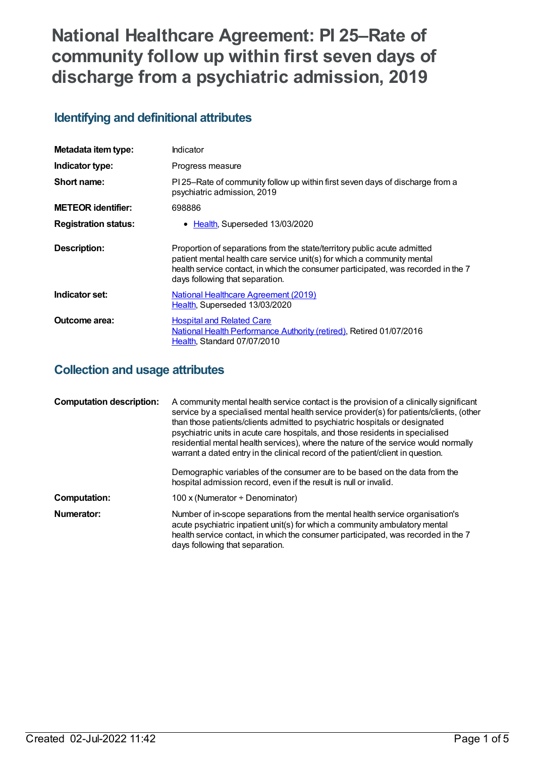# National Healthcare Agreement: PI 25–Rate of community follow up within first seven days of discharge from a psychiatric admission, 2019

## Identifying and definitional attributes

| | |
|---|---|
| **Metadata item type:** | Indicator |
| **Indicator type:** | Progress measure |
| **Short name:** | PI 25–Rate of community follow up within first seven days of discharge from a psychiatric admission, 2019 |
| **METEOR identifier:** | 698886 |
| **Registration status:** | • Health, Superseded 13/03/2020 |
| **Description:** | Proportion of separations from the state/territory public acute admitted patient mental health care service unit(s) for which a community mental health service contact, in which the consumer participated, was recorded in the 7 days following that separation. |
| **Indicator set:** | National Healthcare Agreement (2019)<br>Health, Superseded 13/03/2020 |
| **Outcome area:** | Hospital and Related Care<br>National Health Performance Authority (retired), Retired 01/07/2016<br>Health, Standard 07/07/2010 |

## Collection and usage attributes

| | |
|---|---|
| **Computation description:** | A community mental health service contact is the provision of a clinically significant service by a specialised mental health service provider(s) for patients/clients, (other than those patients/clients admitted to psychiatric hospitals or designated psychiatric units in acute care hospitals, and those residents in specialised residential mental health services), where the nature of the service would normally warrant a dated entry in the clinical record of the patient/client in question.<br><br>Demographic variables of the consumer are to be based on the data from the hospital admission record, even if the result is null or invalid. |
| **Computation:** | 100 x (Numerator ÷ Denominator) |
| **Numerator:** | Number of in-scope separations from the mental health service organisation's acute psychiatric inpatient unit(s) for which a community ambulatory mental health service contact, in which the consumer participated, was recorded in the 7 days following that separation. |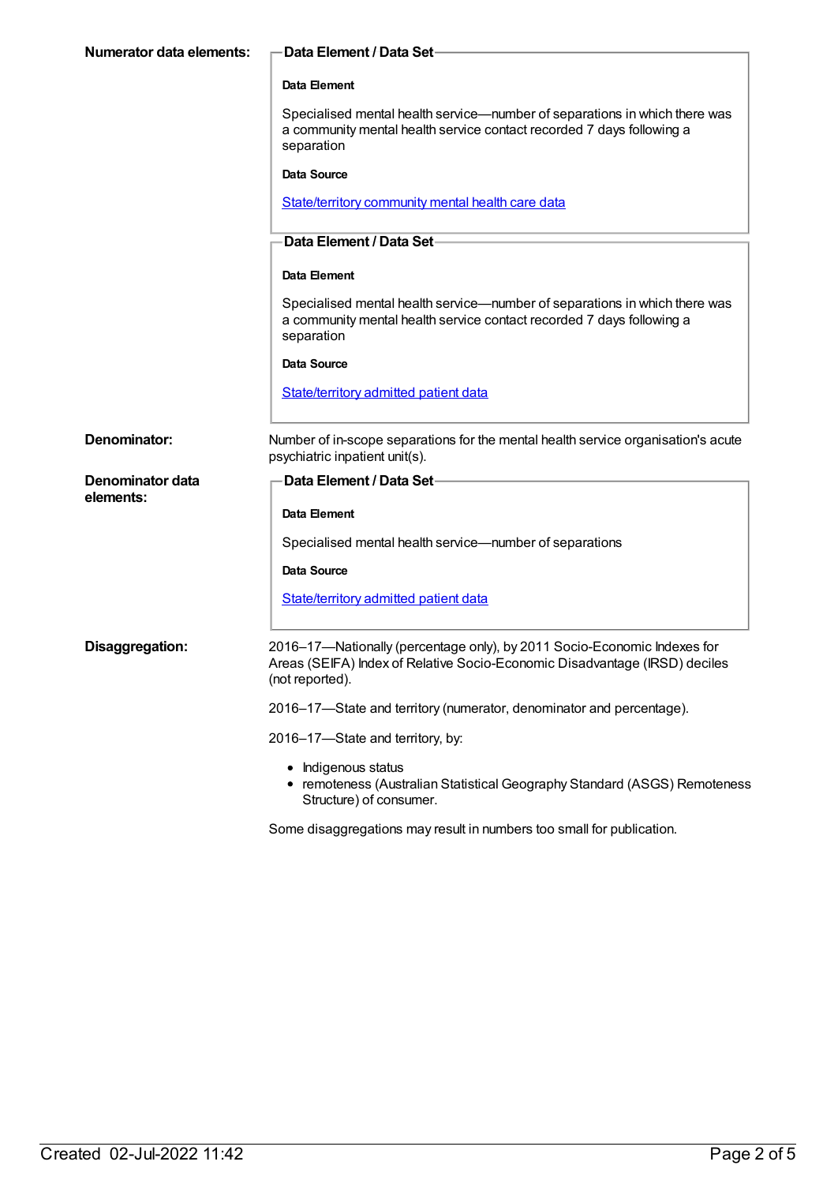**Numerator data elements:**

**Data Element / Data Set**

**Data Element**

Specialised mental health service—number of separations in which there was a community mental health service contact recorded 7 days following a separation

**Data Source**

State/territory community mental health care data

**Data Element / Data Set**

**Data Element**

Specialised mental health service—number of separations in which there was a community mental health service contact recorded 7 days following a separation

**Data Source**

State/territory admitted patient data

**Denominator:**

Number of in-scope separations for the mental health service organisation's acute psychiatric inpatient unit(s).

**Denominator data elements:**

**Data Element / Data Set**

**Data Element**

Specialised mental health service—number of separations

**Data Source**

State/territory admitted patient data

**Disaggregation:**

2016–17—Nationally (percentage only), by 2011 Socio-Economic Indexes for Areas (SEIFA) Index of Relative Socio-Economic Disadvantage (IRSD) deciles (not reported).

2016–17—State and territory (numerator, denominator and percentage).

2016–17—State and territory, by:

- Indigenous status
- remoteness (Australian Statistical Geography Standard (ASGS) Remoteness Structure) of consumer.

Some disaggregations may result in numbers too small for publication.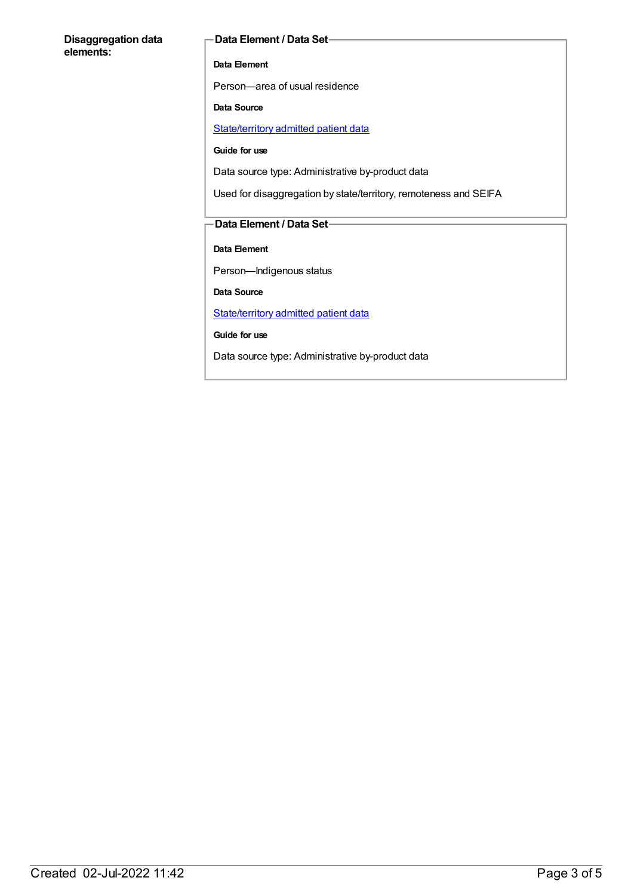**Disaggregation data elements:**

**Data Element / Data Set**

**Data Element**

Person—area of usual residence

**Data Source**

State/territory admitted patient data

**Guide for use**

Data source type: Administrative by-product data

Used for disaggregation by state/territory, remoteness and SEIFA

**Data Element / Data Set**

**Data Element**

Person—Indigenous status

**Data Source**

State/territory admitted patient data

**Guide for use**

Data source type: Administrative by-product data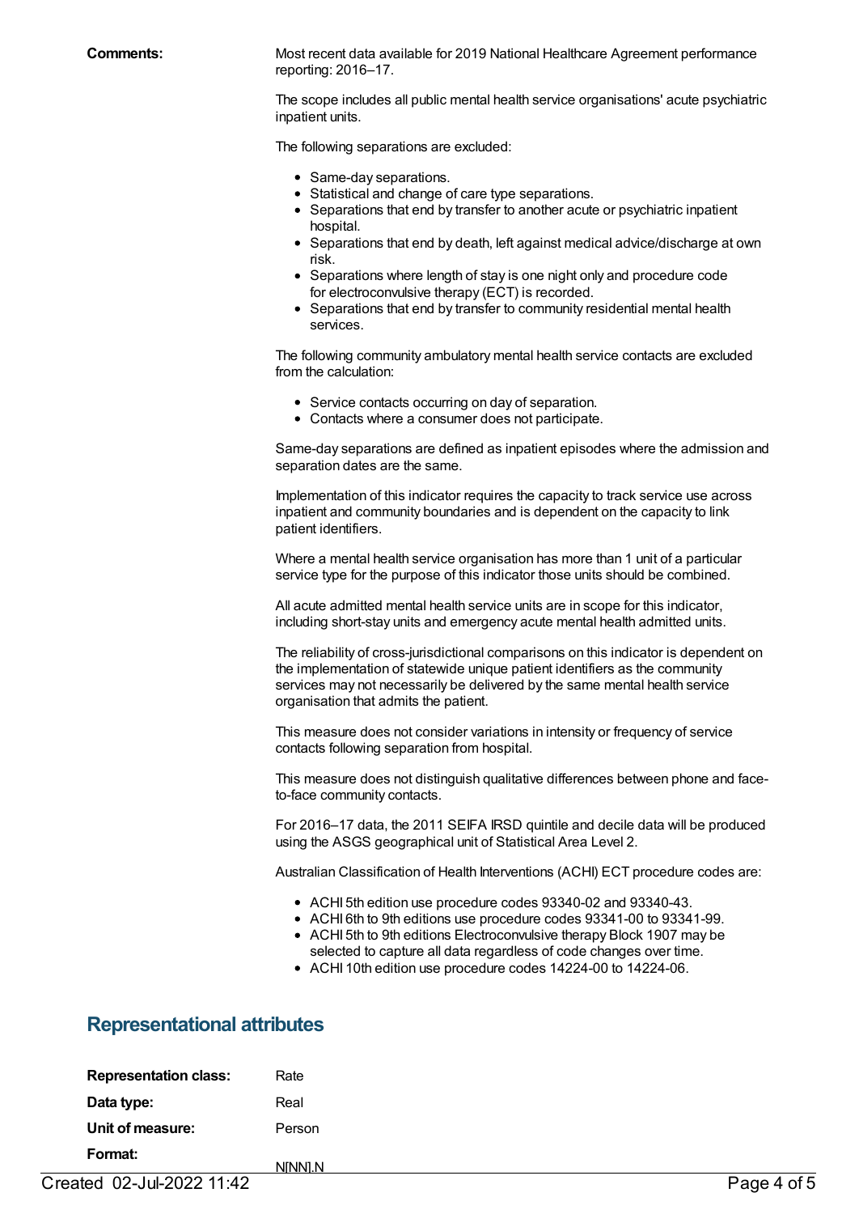**Comments:** Most recent data available for 2019 National Healthcare Agreement performance reporting: 2016–17.

The scope includes all public mental health service organisations' acute psychiatric inpatient units.

The following separations are excluded:

- Same-day separations.
- Statistical and change of care type separations.
- Separations that end by transfer to another acute or psychiatric inpatient hospital.
- Separations that end by death, left against medical advice/discharge at own risk.
- Separations where length of stay is one night only and procedure code for electroconvulsive therapy (ECT) is recorded.
- Separations that end by transfer to community residential mental health services.

The following community ambulatory mental health service contacts are excluded from the calculation:

- Service contacts occurring on day of separation.
- Contacts where a consumer does not participate.

Same-day separations are defined as inpatient episodes where the admission and separation dates are the same.

Implementation of this indicator requires the capacity to track service use across inpatient and community boundaries and is dependent on the capacity to link patient identifiers.

Where a mental health service organisation has more than 1 unit of a particular service type for the purpose of this indicator those units should be combined.

All acute admitted mental health service units are in scope for this indicator, including short-stay units and emergency acute mental health admitted units.

The reliability of cross-jurisdictional comparisons on this indicator is dependent on the implementation of statewide unique patient identifiers as the community services may not necessarily be delivered by the same mental health service organisation that admits the patient.

This measure does not consider variations in intensity or frequency of service contacts following separation from hospital.

This measure does not distinguish qualitative differences between phone and face-to-face community contacts.

For 2016–17 data, the 2011 SEIFA IRSD quintile and decile data will be produced using the ASGS geographical unit of Statistical Area Level 2.

Australian Classification of Health Interventions (ACHI) ECT procedure codes are:

- ACHI 5th edition use procedure codes 93340-02 and 93340-43.
- ACHI 6th to 9th editions use procedure codes 93341-00 to 93341-99.
- ACHI 5th to 9th editions Electroconvulsive therapy Block 1907 may be selected to capture all data regardless of code changes over time.
- ACHI 10th edition use procedure codes 14224-00 to 14224-06.

## Representational attributes

**Representation class:** Rate

**Data type:** Real

**Unit of measure:** Person

**Format:** N[NN].N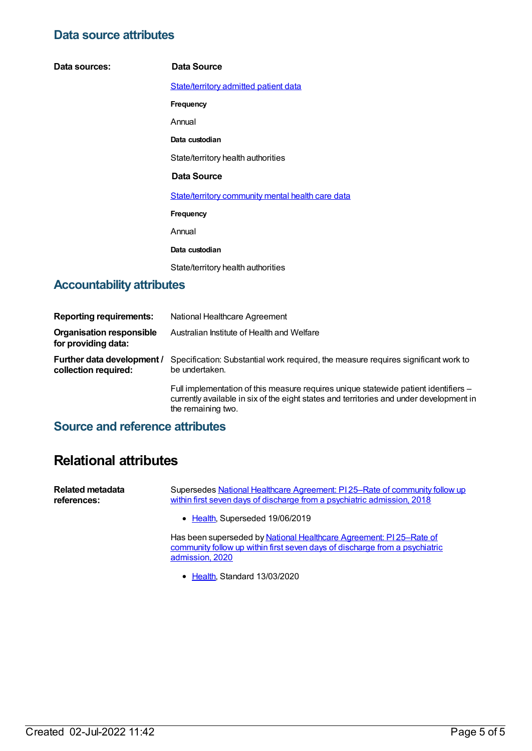## Data source attributes

**Data sources:**

**Data Source**

State/territory admitted patient data

**Frequency**

Annual

**Data custodian**

State/territory health authorities

**Data Source**

State/territory community mental health care data

**Frequency**

Annual

**Data custodian**

State/territory health authorities

## Accountability attributes

**Reporting requirements:** National Healthcare Agreement

**Organisation responsible for providing data:** Australian Institute of Health and Welfare

**Further data development / collection required:** Specification: Substantial work required, the measure requires significant work to be undertaken.

Full implementation of this measure requires unique statewide patient identifiers – currently available in six of the eight states and territories and under development in the remaining two.

## Source and reference attributes

# Relational attributes

**Related metadata references:**

Supersedes National Healthcare Agreement: PI 25–Rate of community follow up within first seven days of discharge from a psychiatric admission, 2018

- Health, Superseded 19/06/2019

Has been superseded by National Healthcare Agreement: PI 25–Rate of community follow up within first seven days of discharge from a psychiatric admission, 2020

- Health, Standard 13/03/2020